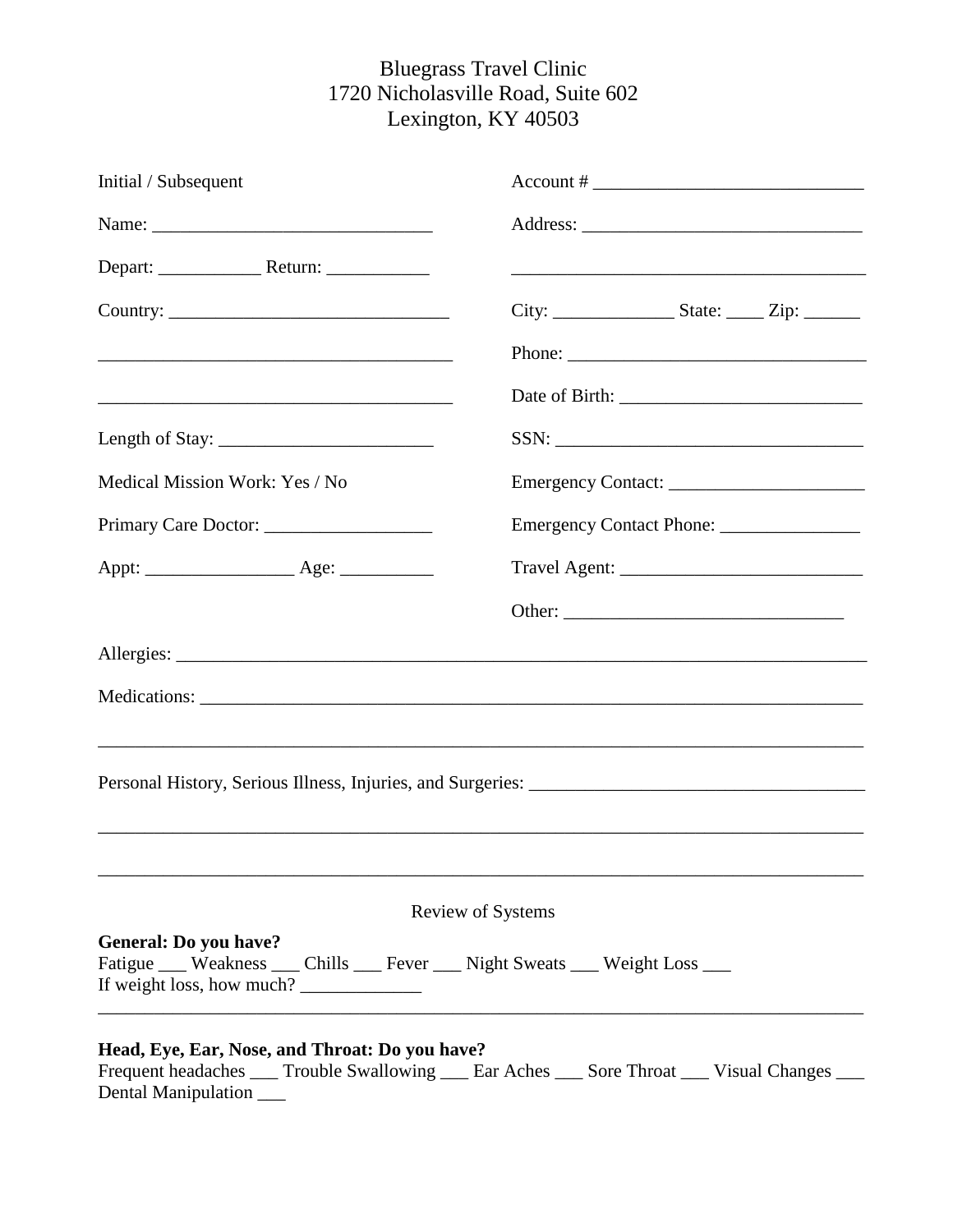Bluegrass Travel Clinic
1720 Nicholasville Road, Suite 602
Lexington, KY 40503

Initial / Subsequent

Name: ______________________________

Depart: ___________ Return: ___________

Country: ______________________________

______________________________________

______________________________________

Length of Stay: _______________________

Medical Mission Work: Yes / No

Primary Care Doctor: __________________

Appt: ________________ Age: __________

Account # ____________________________

Address: ______________________________

______________________________________

City: _____________ State: ____ Zip: ______

Phone: ________________________________

Date of Birth: __________________________

SSN: _________________________________

Emergency Contact: _____________________

Emergency Contact Phone: _______________

Travel Agent: __________________________

Other: ______________________________

Allergies: ____________________________________________________________________________

Medications: __________________________________________________________________________

_____________________________________________________________________________________

Personal History, Serious Illness, Injuries, and Surgeries: ____________________________________

_____________________________________________________________________________________

_____________________________________________________________________________________

Review of Systems

**General: Do you have?**
Fatigue ___ Weakness ___ Chills ___ Fever ___ Night Sweats ___ Weight Loss ___
If weight loss, how much? _____________

_____________________________________________________________________________________

**Head, Eye, Ear, Nose, and Throat: Do you have?**
Frequent headaches ___ Trouble Swallowing ___ Ear Aches ___ Sore Throat ___ Visual Changes ___
Dental Manipulation ___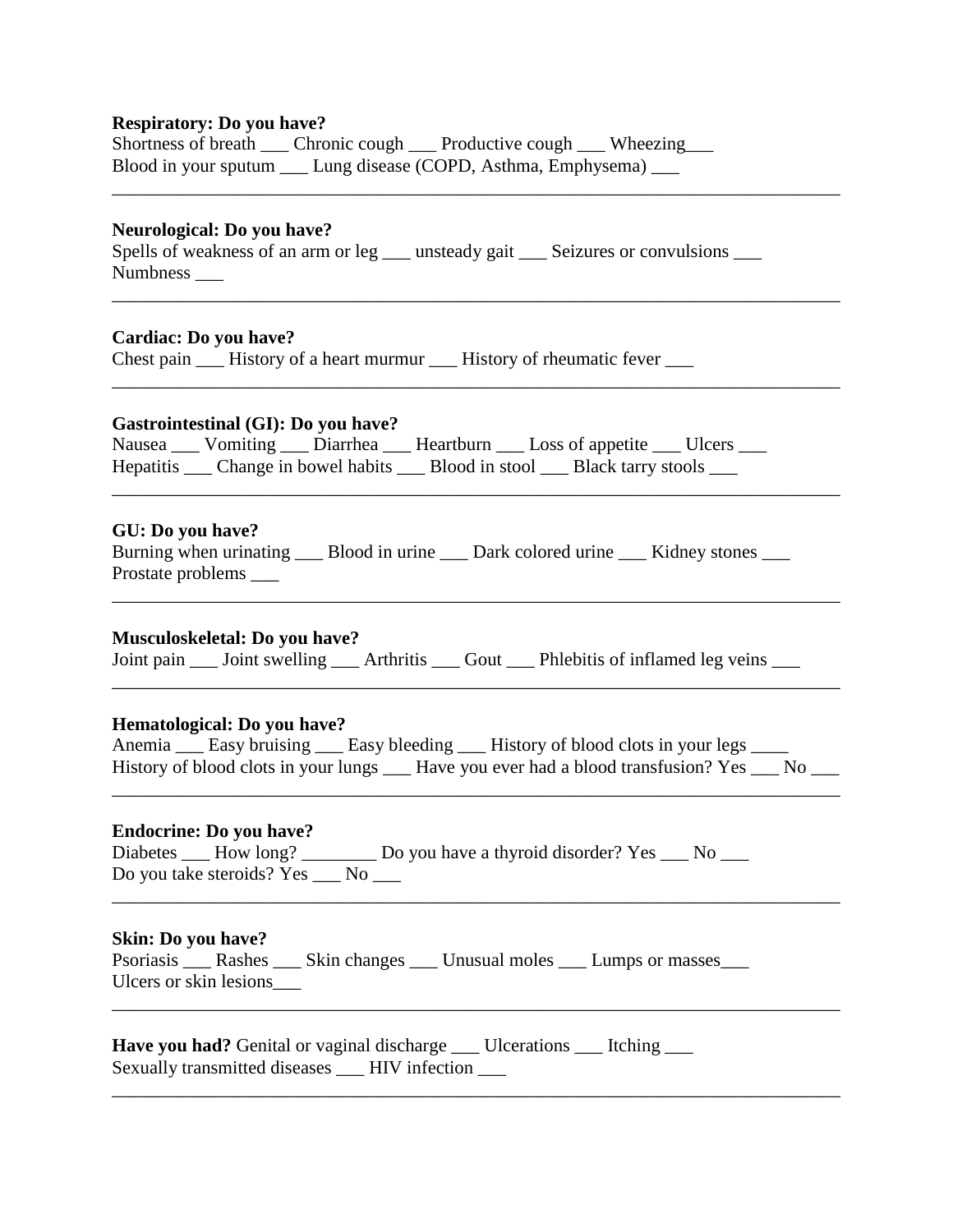**Respiratory: Do you have?**
Shortness of breath ___ Chronic cough ___ Productive cough ___ Wheezing___
Blood in your sputum ___ Lung disease (COPD, Asthma, Emphysema) ___

---

**Neurological: Do you have?**
Spells of weakness of an arm or leg ___ unsteady gait ___ Seizures or convulsions ___
Numbness ___

---

**Cardiac: Do you have?**
Chest pain ___ History of a heart murmur ___ History of rheumatic fever ___

---

**Gastrointestinal (GI): Do you have?**
Nausea ___ Vomiting ___ Diarrhea ___ Heartburn ___ Loss of appetite ___ Ulcers ___
Hepatitis ___ Change in bowel habits ___ Blood in stool ___ Black tarry stools ___

---

**GU: Do you have?**
Burning when urinating ___ Blood in urine ___ Dark colored urine ___ Kidney stones ___
Prostate problems ___

---

**Musculoskeletal: Do you have?**
Joint pain ___ Joint swelling ___ Arthritis ___ Gout ___ Phlebitis of inflamed leg veins ___

---

**Hematological: Do you have?**
Anemia ___ Easy bruising ___ Easy bleeding ___ History of blood clots in your legs ____
History of blood clots in your lungs ___ Have you ever had a blood transfusion? Yes ___ No ___

---

**Endocrine: Do you have?**
Diabetes ___ How long? ________ Do you have a thyroid disorder? Yes ___ No ___
Do you take steroids? Yes ___ No ___

---

**Skin: Do you have?**
Psoriasis ___ Rashes ___ Skin changes ___ Unusual moles ___ Lumps or masses___
Ulcers or skin lesions___

---

**Have you had?** Genital or vaginal discharge ___ Ulcerations ___ Itching ___
Sexually transmitted diseases ___ HIV infection ___

---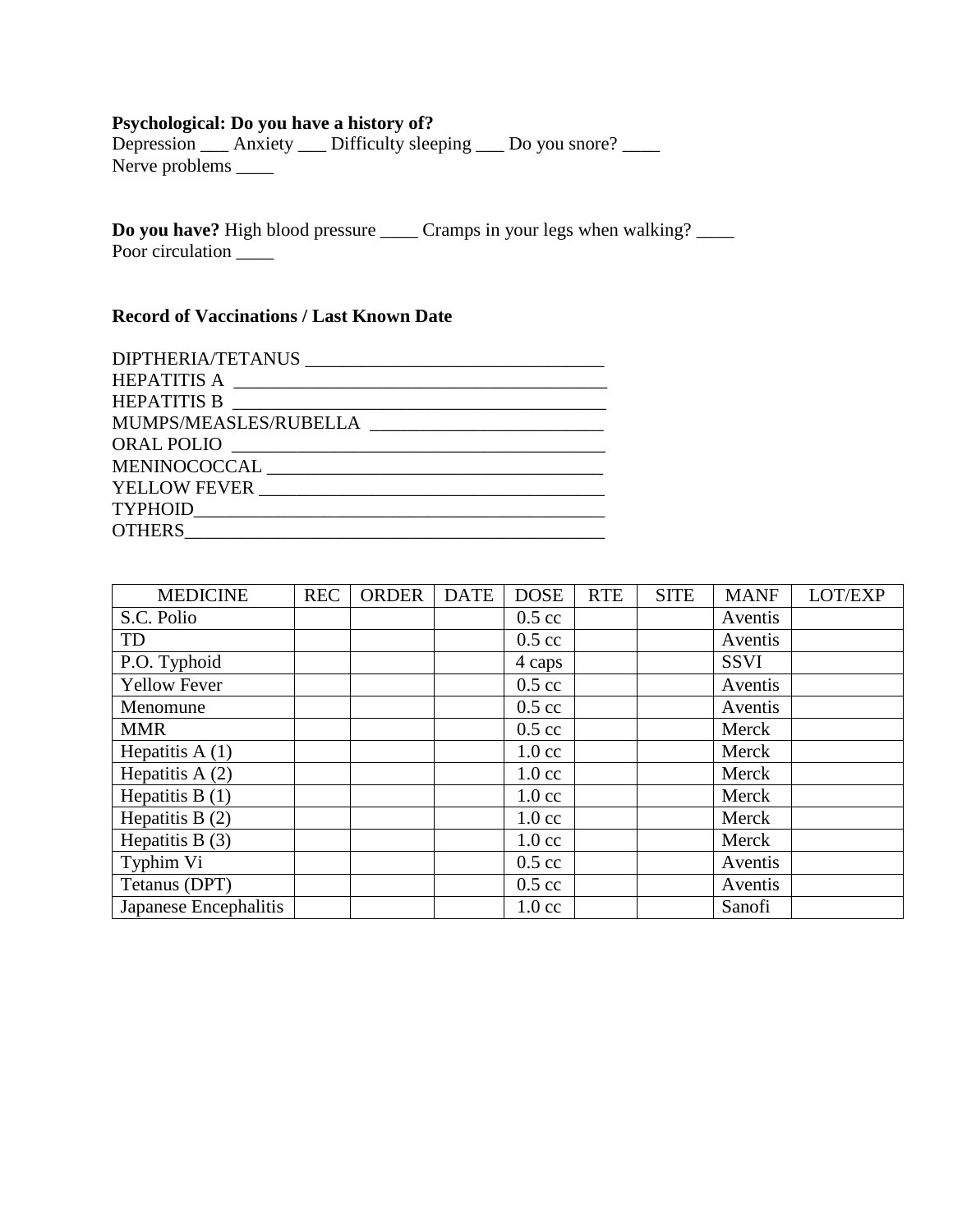**Psychological: Do you have a history of?**
Depression ___ Anxiety ___ Difficulty sleeping ___ Do you snore? ____
Nerve problems ____

**Do you have?** High blood pressure ____ Cramps in your legs when walking? ____
Poor circulation ____

**Record of Vaccinations / Last Known Date**

DIPTHERIA/TETANUS ________________________________
HEPATITIS A ________________________________________
HEPATITIS B ________________________________________
MUMPS/MEASLES/RUBELLA _________________________
ORAL POLIO ________________________________________
MENINOCOCCAL _____________________________________
YELLOW FEVER _____________________________________
TYPHOID____________________________________________
OTHERS_____________________________________________

| MEDICINE | REC | ORDER | DATE | DOSE | RTE | SITE | MANF | LOT/EXP |
|---|---|---|---|---|---|---|---|---|
| S.C. Polio | | | | 0.5 cc | | | Aventis | |
| TD | | | | 0.5 cc | | | Aventis | |
| P.O. Typhoid | | | | 4 caps | | | SSVI | |
| Yellow Fever | | | | 0.5 cc | | | Aventis | |
| Menomune | | | | 0.5 cc | | | Aventis | |
| MMR | | | | 0.5 cc | | | Merck | |
| Hepatitis A (1) | | | | 1.0 cc | | | Merck | |
| Hepatitis A (2) | | | | 1.0 cc | | | Merck | |
| Hepatitis B (1) | | | | 1.0 cc | | | Merck | |
| Hepatitis B (2) | | | | 1.0 cc | | | Merck | |
| Hepatitis B (3) | | | | 1.0 cc | | | Merck | |
| Typhim Vi | | | | 0.5 cc | | | Aventis | |
| Tetanus (DPT) | | | | 0.5 cc | | | Aventis | |
| Japanese Encephalitis | | | | 1.0 cc | | | Sanofi | |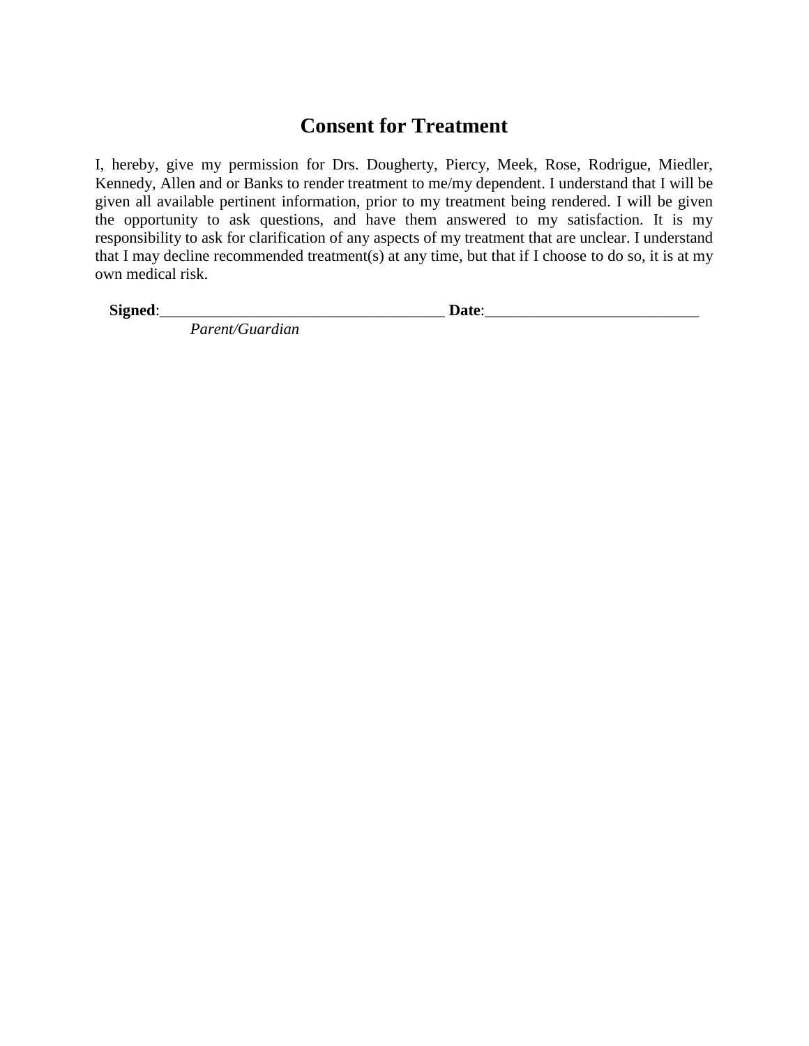# Consent for Treatment

I, hereby, give my permission for Drs. Dougherty, Piercy, Meek, Rose, Rodrigue, Miedler, Kennedy, Allen and or Banks to render treatment to me/my dependent. I understand that I will be given all available pertinent information, prior to my treatment being rendered. I will be given the opportunity to ask questions, and have them answered to my satisfaction. It is my responsibility to ask for clarification of any aspects of my treatment that are unclear. I understand that I may decline recommended treatment(s) at any time, but that if I choose to do so, it is at my own medical risk.

**Signed**:_____________________________________ **Date**:____________________________

*Parent/Guardian*